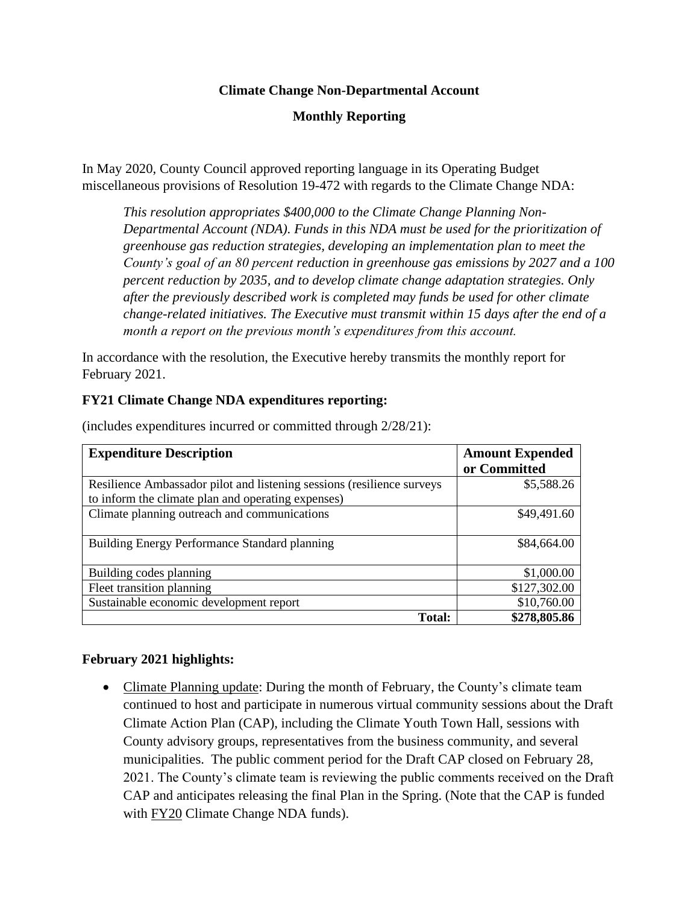**Climate Change Non-Departmental Account**

**Monthly Reporting**

In May 2020, County Council approved reporting language in its Operating Budget miscellaneous provisions of Resolution 19-472 with regards to the Climate Change NDA:

> *This resolution appropriates $400,000 to the Climate Change Planning Non-Departmental Account (NDA). Funds in this NDA must be used for the prioritization of greenhouse gas reduction strategies, developing an implementation plan to meet the County's goal of an 80 percent reduction in greenhouse gas emissions by 2027 and a 100 percent reduction by 2035, and to develop climate change adaptation strategies. Only after the previously described work is completed may funds be used for other climate change-related initiatives. The Executive must transmit within 15 days after the end of a month a report on the previous month's expenditures from this account.*

In accordance with the resolution, the Executive hereby transmits the monthly report for February 2021.

**FY21 Climate Change NDA expenditures reporting:**

(includes expenditures incurred or committed through 2/28/21):

| Expenditure Description | Amount Expended or Committed |
|---|---|
| Resilience Ambassador pilot and listening sessions (resilience surveys to inform the climate plan and operating expenses) | $5,588.26 |
| Climate planning outreach and communications | $49,491.60 |
| Building Energy Performance Standard planning | $84,664.00 |
| Building codes planning | $1,000.00 |
| Fleet transition planning | $127,302.00 |
| Sustainable economic development report | $10,760.00 |
| **Total:** | **$278,805.86** |

**February 2021 highlights:**

- Climate Planning update: During the month of February, the County's climate team continued to host and participate in numerous virtual community sessions about the Draft Climate Action Plan (CAP), including the Climate Youth Town Hall, sessions with County advisory groups, representatives from the business community, and several municipalities. The public comment period for the Draft CAP closed on February 28, 2021. The County's climate team is reviewing the public comments received on the Draft CAP and anticipates releasing the final Plan in the Spring. (Note that the CAP is funded with FY20 Climate Change NDA funds).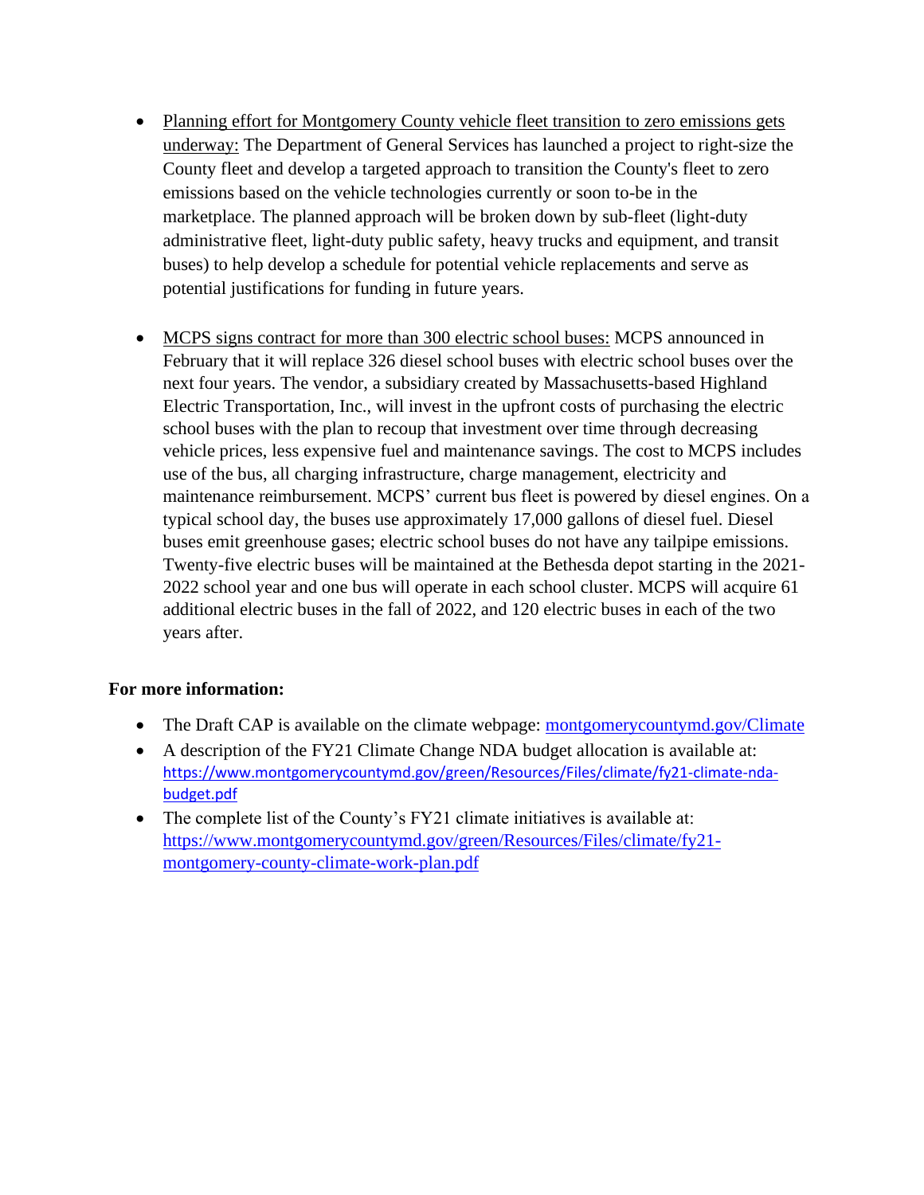- Planning effort for Montgomery County vehicle fleet transition to zero emissions gets underway: The Department of General Services has launched a project to right-size the County fleet and develop a targeted approach to transition the County's fleet to zero emissions based on the vehicle technologies currently or soon to-be in the marketplace. The planned approach will be broken down by sub-fleet (light-duty administrative fleet, light-duty public safety, heavy trucks and equipment, and transit buses) to help develop a schedule for potential vehicle replacements and serve as potential justifications for funding in future years.

- MCPS signs contract for more than 300 electric school buses: MCPS announced in February that it will replace 326 diesel school buses with electric school buses over the next four years. The vendor, a subsidiary created by Massachusetts-based Highland Electric Transportation, Inc., will invest in the upfront costs of purchasing the electric school buses with the plan to recoup that investment over time through decreasing vehicle prices, less expensive fuel and maintenance savings. The cost to MCPS includes use of the bus, all charging infrastructure, charge management, electricity and maintenance reimbursement. MCPS' current bus fleet is powered by diesel engines. On a typical school day, the buses use approximately 17,000 gallons of diesel fuel. Diesel buses emit greenhouse gases; electric school buses do not have any tailpipe emissions. Twenty-five electric buses will be maintained at the Bethesda depot starting in the 2021-2022 school year and one bus will operate in each school cluster. MCPS will acquire 61 additional electric buses in the fall of 2022, and 120 electric buses in each of the two years after.

**For more information:**

- The Draft CAP is available on the climate webpage: [montgomerycountymd.gov/Climate](montgomerycountymd.gov/Climate)
- A description of the FY21 Climate Change NDA budget allocation is available at: [https://www.montgomerycountymd.gov/green/Resources/Files/climate/fy21-climate-nda-budget.pdf](https://www.montgomerycountymd.gov/green/Resources/Files/climate/fy21-climate-nda-budget.pdf)
- The complete list of the County's FY21 climate initiatives is available at: [https://www.montgomerycountymd.gov/green/Resources/Files/climate/fy21-montgomery-county-climate-work-plan.pdf](https://www.montgomerycountymd.gov/green/Resources/Files/climate/fy21-montgomery-county-climate-work-plan.pdf)